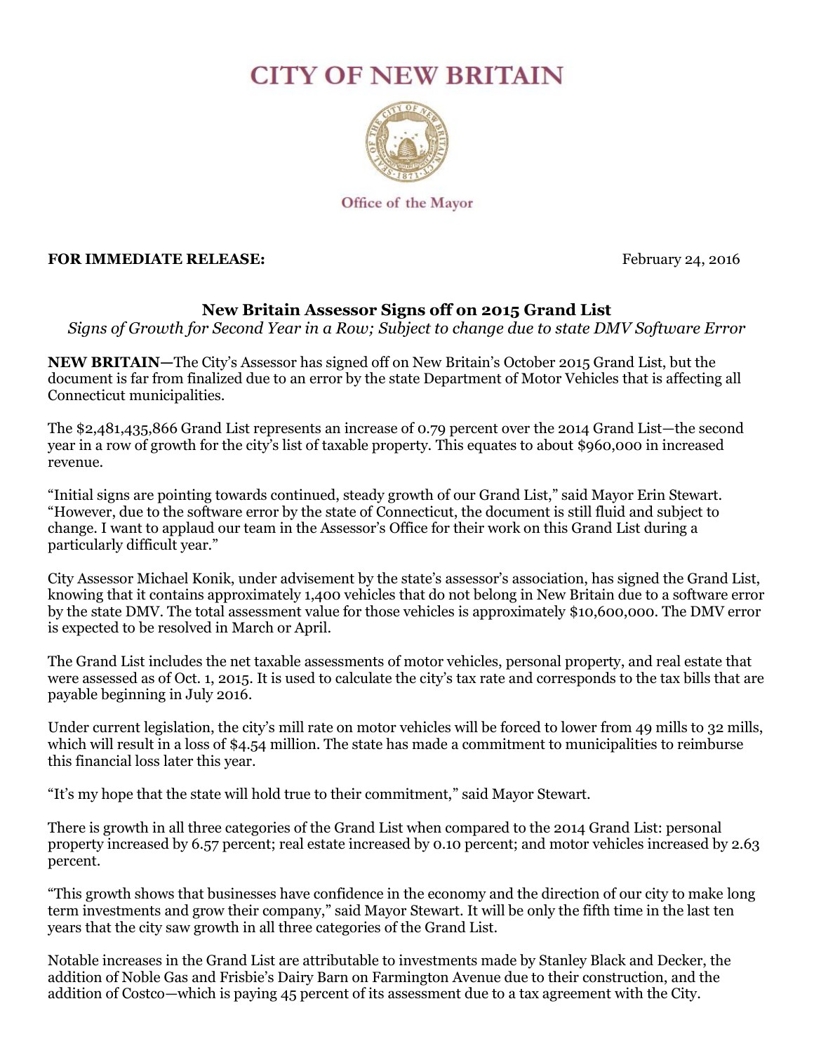# CITY OF NEW BRITAIN

Office of the Mayor

**FOR IMMEDIATE RELEASE:** February 24, 2016

## New Britain Assessor Signs off on 2015 Grand List

*Signs of Growth for Second Year in a Row; Subject to change due to state DMV Software Error*

**NEW BRITAIN—**The City's Assessor has signed off on New Britain's October 2015 Grand List, but the document is far from finalized due to an error by the state Department of Motor Vehicles that is affecting all Connecticut municipalities.

The $2,481,435,866 Grand List represents an increase of 0.79 percent over the 2014 Grand List—the second year in a row of growth for the city's list of taxable property. This equates to about $960,000 in increased revenue.

"Initial signs are pointing towards continued, steady growth of our Grand List," said Mayor Erin Stewart. "However, due to the software error by the state of Connecticut, the document is still fluid and subject to change. I want to applaud our team in the Assessor's Office for their work on this Grand List during a particularly difficult year."

City Assessor Michael Konik, under advisement by the state's assessor's association, has signed the Grand List, knowing that it contains approximately 1,400 vehicles that do not belong in New Britain due to a software error by the state DMV. The total assessment value for those vehicles is approximately $10,600,000. The DMV error is expected to be resolved in March or April.

The Grand List includes the net taxable assessments of motor vehicles, personal property, and real estate that were assessed as of Oct. 1, 2015. It is used to calculate the city's tax rate and corresponds to the tax bills that are payable beginning in July 2016.

Under current legislation, the city's mill rate on motor vehicles will be forced to lower from 49 mills to 32 mills, which will result in a loss of $4.54 million. The state has made a commitment to municipalities to reimburse this financial loss later this year.

"It's my hope that the state will hold true to their commitment," said Mayor Stewart.

There is growth in all three categories of the Grand List when compared to the 2014 Grand List: personal property increased by 6.57 percent; real estate increased by 0.10 percent; and motor vehicles increased by 2.63 percent.

"This growth shows that businesses have confidence in the economy and the direction of our city to make long term investments and grow their company," said Mayor Stewart. It will be only the fifth time in the last ten years that the city saw growth in all three categories of the Grand List.

Notable increases in the Grand List are attributable to investments made by Stanley Black and Decker, the addition of Noble Gas and Frisbie's Dairy Barn on Farmington Avenue due to their construction, and the addition of Costco—which is paying 45 percent of its assessment due to a tax agreement with the City.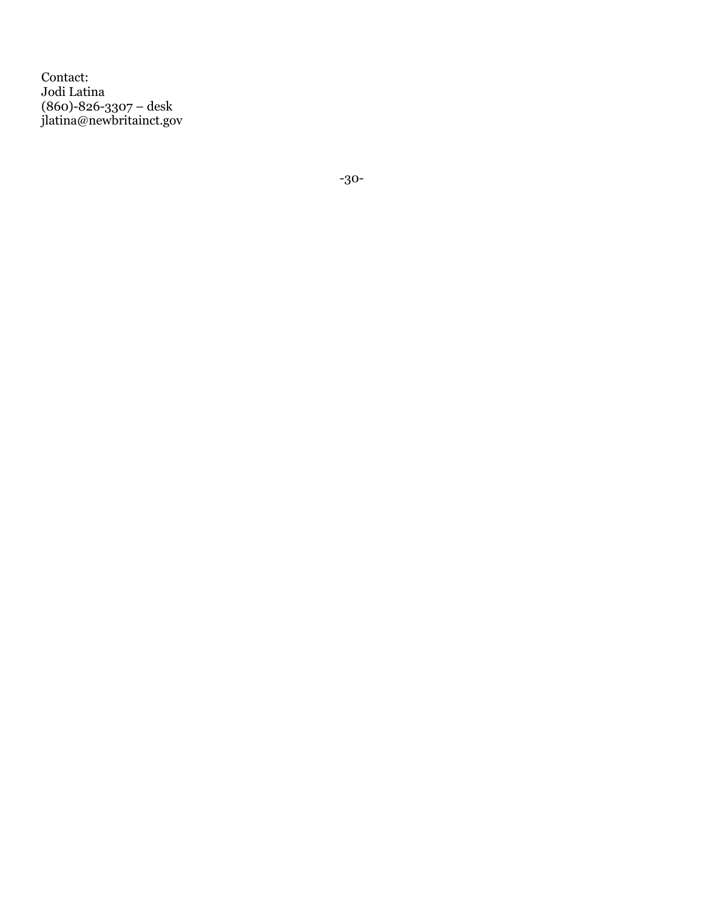Contact:
Jodi Latina
(860)-826-3307 – desk
jlatina@newbritainct.gov

-30-